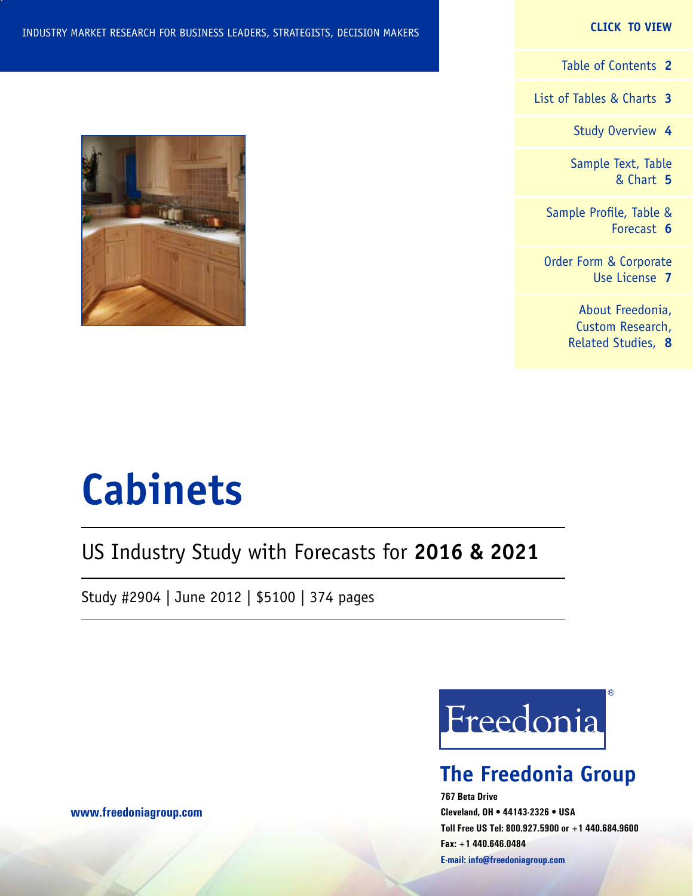INDUSTRY MARKET RESEARCH FOR BUSINESS LEADERS, STRATEGISTS, DECISION MAKERS

**CLICK TO VIEW**

Table of Contents **2**

List of Tables & Charts **3**

Study Overview **4**

Sample Text, Table & Chart **5**

Sample Profile, Table & Forecast **6**

Order Form & Corporate Use License **7**

About Freedonia, Custom Research, Related Studies, **8**

# Cabinets

## US Industry Study with Forecasts for **2016 & 2021**

Study #2904 | June 2012 | $5100 | 374 pages

Freedonia®

**The Freedonia Group**

**767 Beta Drive**
**Cleveland, OH • 44143-2326 • USA**
**Toll Free US Tel: 800.927.5900 or +1 440.684.9600**
**Fax: +1 440.646.0484**
**E-mail: info@freedoniagroup.com**

**www.freedoniagroup.com**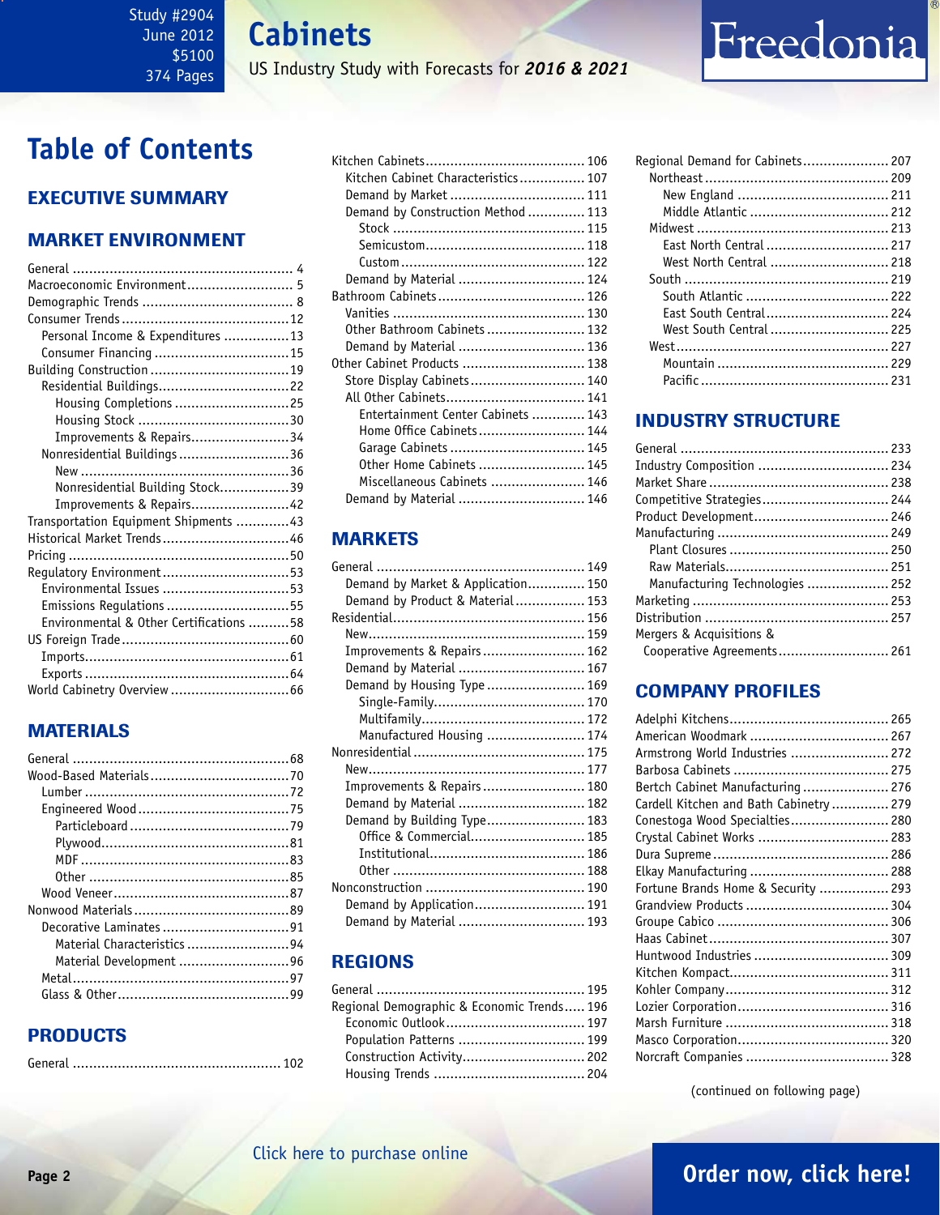# Cabinets

US Industry Study with Forecasts for ***2016 & 2021***

Study #2904
June 2012
$5100
374 Pages

# Table of Contents

## EXECUTIVE SUMMARY

## MARKET ENVIRONMENT

- General ... 4
- Macroeconomic Environment ... 5
- Demographic Trends ... 8
- Consumer Trends ... 12
  - Personal Income & Expenditures ... 13
  - Consumer Financing ... 15
- Building Construction ... 19
  - Residential Buildings ... 22
    - Housing Completions ... 25
    - Housing Stock ... 30
    - Improvements & Repairs ... 34
  - Nonresidential Buildings ... 36
    - New ... 36
    - Nonresidential Building Stock ... 39
    - Improvements & Repairs ... 42
- Transportation Equipment Shipments ... 43
- Historical Market Trends ... 46
- Pricing ... 50
- Regulatory Environment ... 53
  - Environmental Issues ... 53
  - Emissions Regulations ... 55
  - Environmental & Other Certifications ... 58
- US Foreign Trade ... 60
  - Imports ... 61
  - Exports ... 64
- World Cabinetry Overview ... 66

## MATERIALS

- General ... 68
- Wood-Based Materials ... 70
  - Lumber ... 72
  - Engineered Wood ... 75
    - Particleboard ... 79
    - Plywood ... 81
    - MDF ... 83
    - Other ... 85
  - Wood Veneer ... 87
- Nonwood Materials ... 89
  - Decorative Laminates ... 91
    - Material Characteristics ... 94
    - Material Development ... 96
  - Metal ... 97
  - Glass & Other ... 99

## PRODUCTS

- General ... 102
- Kitchen Cabinets ... 106
  - Kitchen Cabinet Characteristics ... 107
  - Demand by Market ... 111
  - Demand by Construction Method ... 113
    - Stock ... 115
    - Semicustom ... 118
    - Custom ... 122
  - Demand by Material ... 124
- Bathroom Cabinets ... 126
  - Vanities ... 130
  - Other Bathroom Cabinets ... 132
  - Demand by Material ... 136
- Other Cabinet Products ... 138
  - Store Display Cabinets ... 140
  - All Other Cabinets ... 141
    - Entertainment Center Cabinets ... 143
    - Home Office Cabinets ... 144
    - Garage Cabinets ... 145
    - Other Home Cabinets ... 145
    - Miscellaneous Cabinets ... 146
  - Demand by Material ... 146

## MARKETS

- General ... 149
  - Demand by Market & Application ... 150
  - Demand by Product & Material ... 153
- Residential ... 156
  - New ... 159
  - Improvements & Repairs ... 162
  - Demand by Material ... 167
  - Demand by Housing Type ... 169
    - Single-Family ... 170
    - Multifamily ... 172
    - Manufactured Housing ... 174
- Nonresidential ... 175
  - New ... 177
  - Improvements & Repairs ... 180
  - Demand by Material ... 182
  - Demand by Building Type ... 183
    - Office & Commercial ... 185
    - Institutional ... 186
    - Other ... 188
- Nonconstruction ... 190
  - Demand by Application ... 191
  - Demand by Material ... 193

## REGIONS

- General ... 195
- Regional Demographic & Economic Trends ... 196
  - Economic Outlook ... 197
  - Population Patterns ... 199
  - Construction Activity ... 202
  - Housing Trends ... 204
- Regional Demand for Cabinets ... 207
  - Northeast ... 209
    - New England ... 211
    - Middle Atlantic ... 212
  - Midwest ... 213
    - East North Central ... 217
    - West North Central ... 218
  - South ... 219
    - South Atlantic ... 222
    - East South Central ... 224
    - West South Central ... 225
  - West ... 227
    - Mountain ... 229
    - Pacific ... 231

## INDUSTRY STRUCTURE

- General ... 233
- Industry Composition ... 234
- Market Share ... 238
- Competitive Strategies ... 244
- Product Development ... 246
- Manufacturing ... 249
  - Plant Closures ... 250
  - Raw Materials ... 251
  - Manufacturing Technologies ... 252
- Marketing ... 253
- Distribution ... 257
- Mergers & Acquisitions & Cooperative Agreements ... 261

## COMPANY PROFILES

- Adelphi Kitchens ... 265
- American Woodmark ... 267
- Armstrong World Industries ... 272
- Barbosa Cabinets ... 275
- Bertch Cabinet Manufacturing ... 276
- Cardell Kitchen and Bath Cabinetry ... 279
- Conestoga Wood Specialties ... 280
- Crystal Cabinet Works ... 283
- Dura Supreme ... 286
- Elkay Manufacturing ... 288
- Fortune Brands Home & Security ... 293
- Grandview Products ... 304
- Groupe Cabico ... 306
- Haas Cabinet ... 307
- Huntwood Industries ... 309
- Kitchen Kompact ... 311
- Kohler Company ... 312
- Lozier Corporation ... 316
- Marsh Furniture ... 318
- Masco Corporation ... 320
- Norcraft Companies ... 328

(continued on following page)

Click here to purchase online

Order now, click here!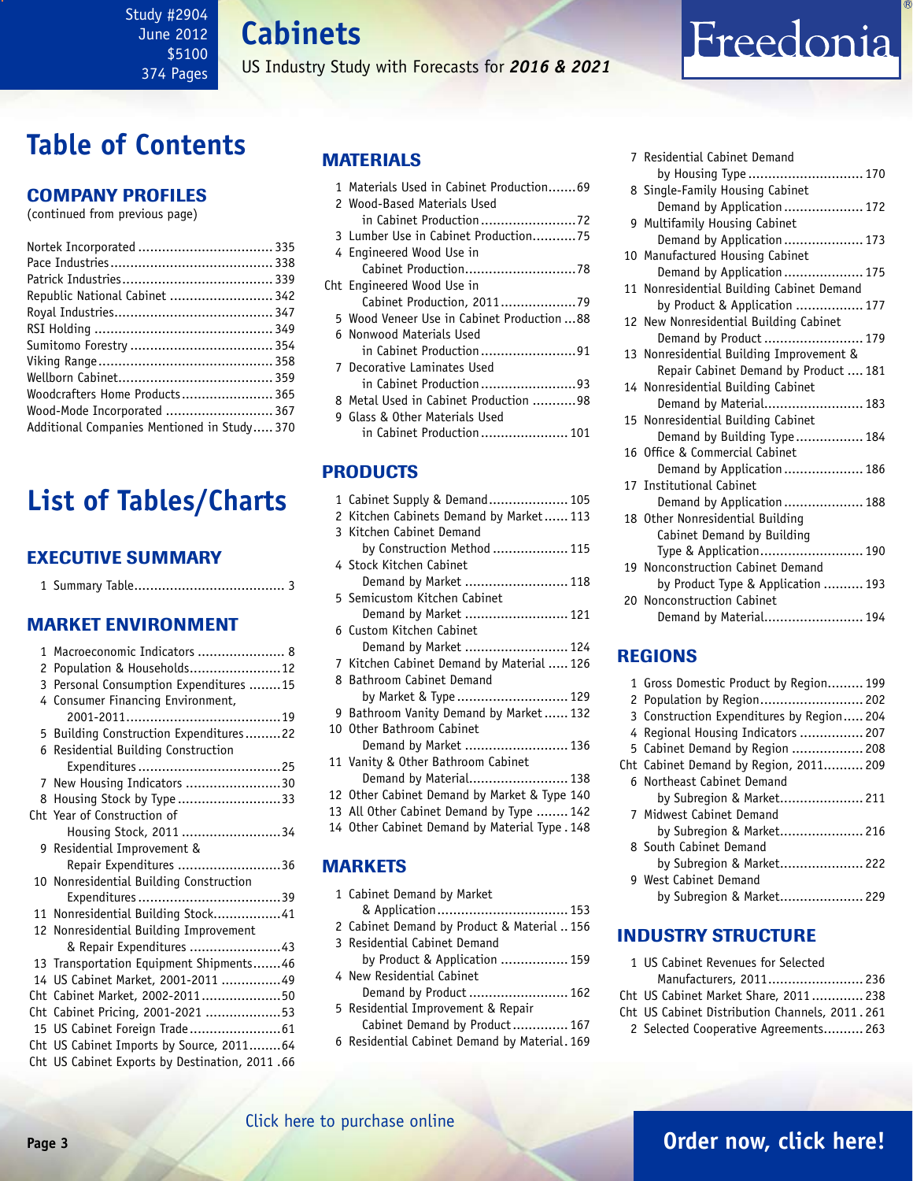# Table of Contents

## COMPANY PROFILES

(continued from previous page)

Nortek Incorporated .................................. 335
Pace Industries ......................................... 338
Patrick Industries ...................................... 339
Republic National Cabinet .......................... 342
Royal Industries ........................................ 347
RSI Holding ............................................. 349
Sumitomo Forestry .................................... 354
Viking Range ............................................ 358
Wellborn Cabinet ....................................... 359
Woodcrafters Home Products ....................... 365
Wood-Mode Incorporated ........................... 367
Additional Companies Mentioned in Study ..... 370

# List of Tables/Charts

## EXECUTIVE SUMMARY

1 Summary Table ...................................... 3

## MARKET ENVIRONMENT

1 Macroeconomic Indicators ...................... 8
2 Population & Households ....................... 12
3 Personal Consumption Expenditures ........ 15
4 Consumer Financing Environment, 2001-2011 ....................................... 19
5 Building Construction Expenditures ......... 22
6 Residential Building Construction Expenditures .................................... 25
7 New Housing Indicators ........................ 30
8 Housing Stock by Type .......................... 33
Cht Year of Construction of Housing Stock, 2011 ......................... 34
9 Residential Improvement & Repair Expenditures .......................... 36
10 Nonresidential Building Construction Expenditures .................................... 39
11 Nonresidential Building Stock ................. 41
12 Nonresidential Building Improvement & Repair Expenditures ........................ 43
13 Transportation Equipment Shipments ....... 46
14 US Cabinet Market, 2001-2011 ............... 49
Cht Cabinet Market, 2002-2011 .................... 50
Cht Cabinet Pricing, 2001-2021 ................... 53
15 US Cabinet Foreign Trade ....................... 61
Cht US Cabinet Imports by Source, 2011 ........ 64
Cht US Cabinet Exports by Destination, 2011 . 66

## MATERIALS

1 Materials Used in Cabinet Production ....... 69
2 Wood-Based Materials Used in Cabinet Production ........................ 72
3 Lumber Use in Cabinet Production ........... 75
4 Engineered Wood Use in Cabinet Production ............................ 78
Cht Engineered Wood Use in Cabinet Production, 2011 ................... 79
5 Wood Veneer Use in Cabinet Production ... 88
6 Nonwood Materials Used in Cabinet Production ........................ 91
7 Decorative Laminates Used in Cabinet Production ........................ 93
8 Metal Used in Cabinet Production ........... 98
9 Glass & Other Materials Used in Cabinet Production ...................... 101

## PRODUCTS

1 Cabinet Supply & Demand .................... 105
2 Kitchen Cabinets Demand by Market ...... 113
3 Kitchen Cabinet Demand by Construction Method ................... 115
4 Stock Kitchen Cabinet Demand by Market .......................... 118
5 Semicustom Kitchen Cabinet Demand by Market .......................... 121
6 Custom Kitchen Cabinet Demand by Market .......................... 124
7 Kitchen Cabinet Demand by Material ..... 126
8 Bathroom Cabinet Demand by Market & Type ............................ 129
9 Bathroom Vanity Demand by Market ...... 132
10 Other Bathroom Cabinet Demand by Market .......................... 136
11 Vanity & Other Bathroom Cabinet Demand by Material ......................... 138
12 Other Cabinet Demand by Market & Type 140
13 All Other Cabinet Demand by Type ........ 142
14 Other Cabinet Demand by Material Type . 148

## MARKETS

1 Cabinet Demand by Market & Application ................................. 153
2 Cabinet Demand by Product & Material .. 156
3 Residential Cabinet Demand by Product & Application ................. 159
4 New Residential Cabinet Demand by Product ......................... 162
5 Residential Improvement & Repair Cabinet Demand by Product .............. 167
6 Residential Cabinet Demand by Material . 169
7 Residential Cabinet Demand by Housing Type ............................. 170
8 Single-Family Housing Cabinet Demand by Application .................... 172
9 Multifamily Housing Cabinet Demand by Application .................... 173
10 Manufactured Housing Cabinet Demand by Application .................... 175
11 Nonresidential Building Cabinet Demand by Product & Application ................. 177
12 New Nonresidential Building Cabinet Demand by Product ......................... 179
13 Nonresidential Building Improvement & Repair Cabinet Demand by Product .... 181
14 Nonresidential Building Cabinet Demand by Material ......................... 183
15 Nonresidential Building Cabinet Demand by Building Type ................. 184
16 Office & Commercial Cabinet Demand by Application .................... 186
17 Institutional Cabinet Demand by Application .................... 188
18 Other Nonresidential Building Cabinet Demand by Building Type & Application .......................... 190
19 Nonconstruction Cabinet Demand by Product Type & Application .......... 193
20 Nonconstruction Cabinet Demand by Material ......................... 194

## REGIONS

1 Gross Domestic Product by Region ......... 199
2 Population by Region .......................... 202
3 Construction Expenditures by Region ..... 204
4 Regional Housing Indicators ................ 207
5 Cabinet Demand by Region .................. 208
Cht Cabinet Demand by Region, 2011 .......... 209
6 Northeast Cabinet Demand by Subregion & Market ..................... 211
7 Midwest Cabinet Demand by Subregion & Market ..................... 216
8 South Cabinet Demand by Subregion & Market ..................... 222
9 West Cabinet Demand by Subregion & Market ..................... 229

## INDUSTRY STRUCTURE

1 US Cabinet Revenues for Selected Manufacturers, 2011 ........................ 236
Cht US Cabinet Market Share, 2011 ............. 238
Cht US Cabinet Distribution Channels, 2011 . 261
2 Selected Cooperative Agreements .......... 263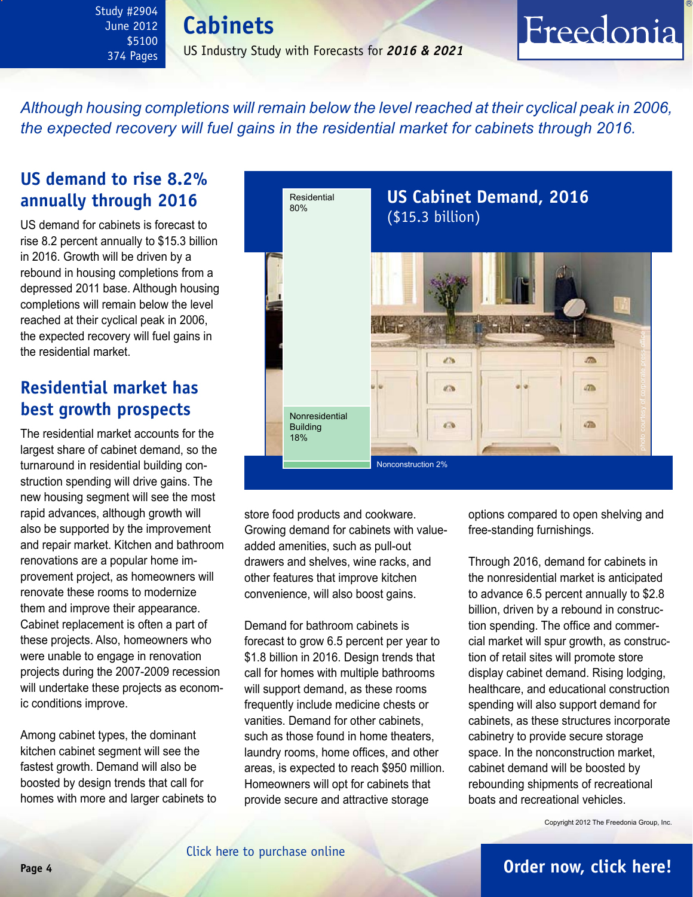Although housing completions will remain below the level reached at their cyclical peak in 2006, the expected recovery will fuel gains in the residential market for cabinets through 2016.

## US demand to rise 8.2% annually through 2016

US demand for cabinets is forecast to rise 8.2 percent annually to $15.3 billion in 2016. Growth will be driven by a rebound in housing completions from a depressed 2011 base. Although housing completions will remain below the level reached at their cyclical peak in 2006, the expected recovery will fuel gains in the residential market.

## Residential market has best growth prospects

The residential market accounts for the largest share of cabinet demand, so the turnaround in residential building construction spending will drive gains. The new housing segment will see the most rapid advances, although growth will also be supported by the improvement and repair market. Kitchen and bathroom renovations are a popular home improvement project, as homeowners will renovate these rooms to modernize them and improve their appearance. Cabinet replacement is often a part of these projects. Also, homeowners who were unable to engage in renovation projects during the 2007-2009 recession will undertake these projects as economic conditions improve.

Among cabinet types, the dominant kitchen cabinet segment will see the fastest growth. Demand will also be boosted by design trends that call for homes with more and larger cabinets to store food products and cookware. Growing demand for cabinets with value-added amenities, such as pull-out drawers and shelves, wine racks, and other features that improve kitchen convenience, will also boost gains.

**US Cabinet Demand, 2016**
($15.3 billion)

- Residential 80%
- Nonresidential Building 18%
- Nonconstruction 2%

Demand for bathroom cabinets is forecast to grow 6.5 percent per year to $1.8 billion in 2016. Design trends that call for homes with multiple bathrooms will support demand, as these rooms frequently include medicine chests or vanities. Demand for other cabinets, such as those found in home theaters, laundry rooms, home offices, and other areas, is expected to reach $950 million. Homeowners will opt for cabinets that provide secure and attractive storage options compared to open shelving and free-standing furnishings.

Through 2016, demand for cabinets in the nonresidential market is anticipated to advance 6.5 percent annually to $2.8 billion, driven by a rebound in construction spending. The office and commercial market will spur growth, as construction of retail sites will promote store display cabinet demand. Rising lodging, healthcare, and educational construction spending will also support demand for cabinets, as these structures incorporate cabinetry to provide secure storage space. In the nonconstruction market, cabinet demand will be boosted by rebounding shipments of recreational boats and recreational vehicles.

Copyright 2012 The Freedonia Group, Inc.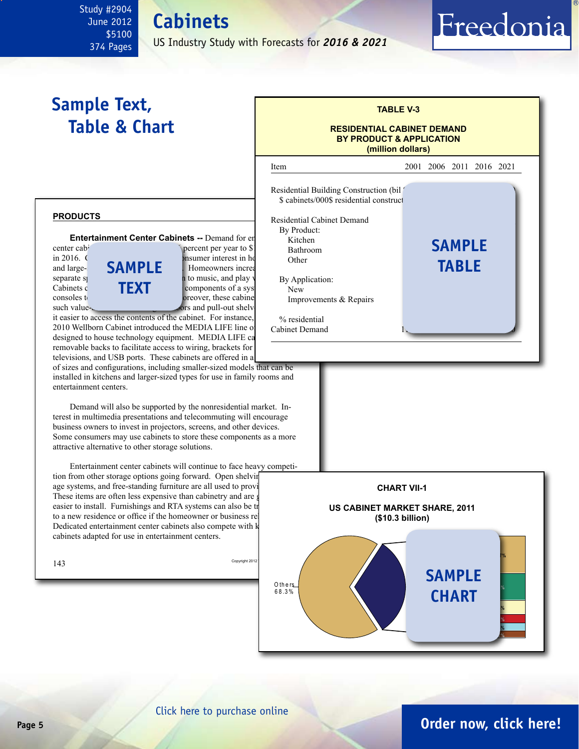Study #2904
June 2012
$5100
374 Pages

# Cabinets

US Industry Study with Forecasts for ***2016 & 2021***

## Sample Text, Table & Chart

**TABLE V-3**

**RESIDENTIAL CABINET DEMAND BY PRODUCT & APPLICATION (million dollars)**

| Item | 2001 | 2006 | 2011 | 2016 | 2021 |
|---|---|---|---|---|---|
| Residential Building Construction (bil | | | | | |
| $ cabinets/000$ residential construct | | | | | |
| Residential Cabinet Demand | | | | | |
| By Product: | | | | | |
| Kitchen | | | | | |
| Bathroom | | | | | |
| Other | | | | | |
| By Application: | | | | | |
| New | | | | | |
| Improvements & Repairs | | | | | |
| % residential | | | | | |
| Cabinet Demand | | | | | |

SAMPLE TABLE

**PRODUCTS**

**Entertainment Center Cabinets --** Demand for en center cabi percent per year to $ in 2016. C nsumer interest in h and large- . Homeowners increa separate s to music, and play v Cabinets c components of a sys consoles t oreover, these cabine such value- ors and pull-out shelv it easier to access the contents of the cabinet. For instance, 2010 Wellborn Cabinet introduced the MEDIA LIFE line o designed to house technology equipment. MEDIA LIFE ca removable backs to facilitate access to wiring, brackets for televisions, and USB ports. These cabinets are offered in a of sizes and configurations, including smaller-sized models that can be installed in kitchens and larger-sized types for use in family rooms and entertainment centers.

SAMPLE TEXT

Demand will also be supported by the nonresidential market. Interest in multimedia presentations and telecommuting will encourage business owners to invest in projectors, screens, and other devices. Some consumers may use cabinets to store these components as a more attractive alternative to other storage solutions.

Entertainment center cabinets will continue to face heavy competition from other storage options going forward. Open shelvi age systems, and free-standing furniture are all used to provi These items are often less expensive than cabinetry and are easier to install. Furnishings and RTA systems can also be t to a new residence or office if the homeowner or business re Dedicated entertainment center cabinets also compete with k cabinets adapted for use in entertainment centers.

143

Copyright 2012

**CHART VII-1**

**US CABINET MARKET SHARE, 2011 ($10.3 billion)**

Others 68.3%

SAMPLE CHART

Click here to purchase online

Order now, click here!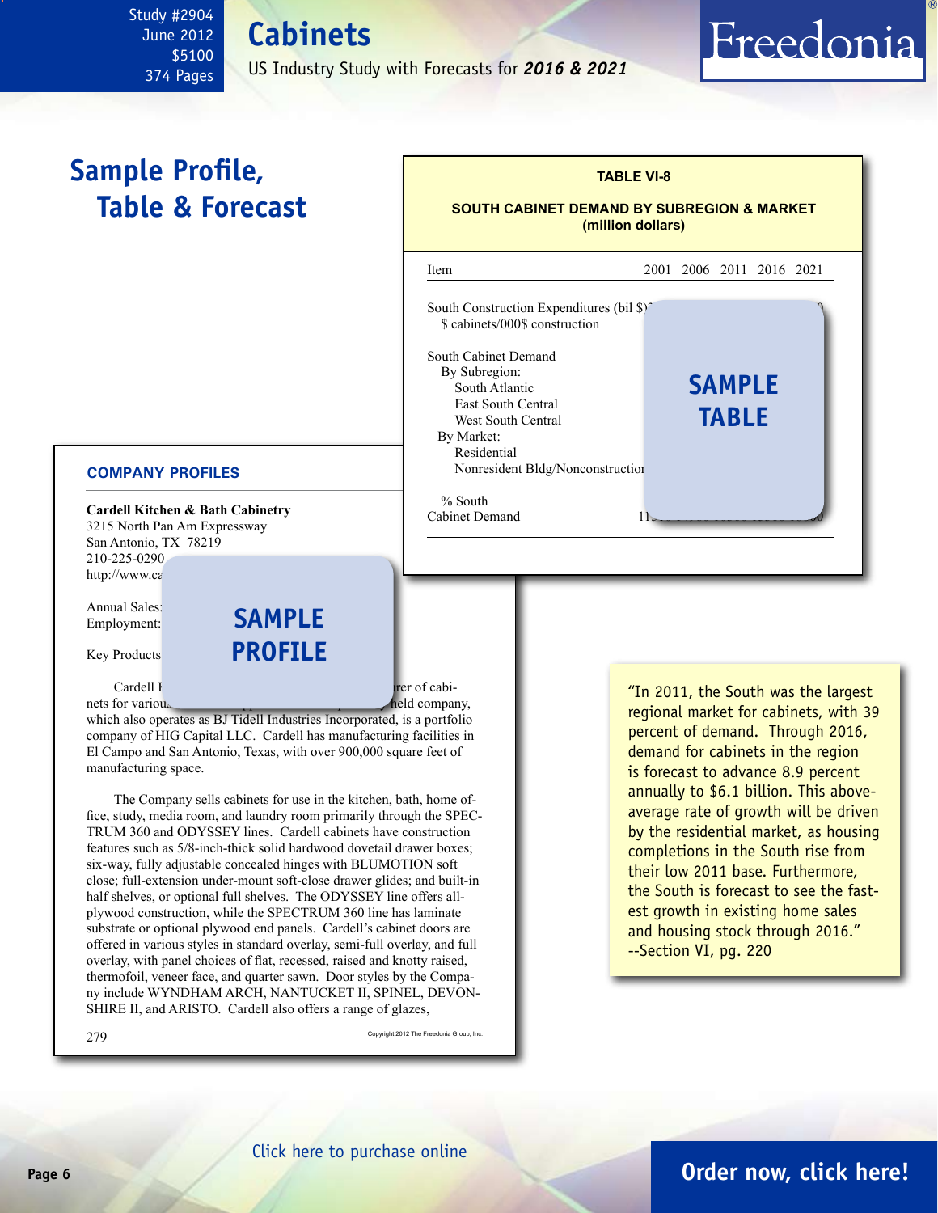# Sample Profile, Table & Forecast

**TABLE VI-8**

**SOUTH CABINET DEMAND BY SUBREGION & MARKET**
**(million dollars)**

| Item | 2001 | 2006 | 2011 | 2016 | 2021 |
|---|---|---|---|---|---|
| South Construction Expenditures (bil $) | | | | | |
| $ cabinets/000$ construction | | | | | |
| South Cabinet Demand | | | | | |
| By Subregion: | | | | | |
| South Atlantic | | | | | |
| East South Central | | | | | |
| West South Central | | | | | |
| By Market: | | | | | |
| Residential | | | | | |
| Nonresident Bldg/Nonconstruction | | | | | |
| % South | | | | | |
| Cabinet Demand | | | | | |

SAMPLE TABLE

### COMPANY PROFILES

**Cardell Kitchen & Bath Cabinetry**
3215 North Pan Am Expressway
San Antonio, TX 78219
210-225-0290
http://www.ca

Annual Sales:
Employment:

Key Products

SAMPLE PROFILE

Cardell K... rer of cabinets for variou... held company, which also operates as BJ Tidell Industries Incorporated, is a portfolio company of HIG Capital LLC. Cardell has manufacturing facilities in El Campo and San Antonio, Texas, with over 900,000 square feet of manufacturing space.

The Company sells cabinets for use in the kitchen, bath, home office, study, media room, and laundry room primarily through the SPECTRUM 360 and ODYSSEY lines. Cardell cabinets have construction features such as 5/8-inch-thick solid hardwood dovetail drawer boxes; six-way, fully adjustable concealed hinges with BLUMOTION soft close; full-extension under-mount soft-close drawer glides; and built-in half shelves, or optional full shelves. The ODYSSEY line offers all-plywood construction, while the SPECTRUM 360 line has laminate substrate or optional plywood end panels. Cardell's cabinet doors are offered in various styles in standard overlay, semi-full overlay, and full overlay, with panel choices of flat, recessed, raised and knotty raised, thermofoil, veneer face, and quarter sawn. Door styles by the Company include WYNDHAM ARCH, NANTUCKET II, SPINEL, DEVONSHIRE II, and ARISTO. Cardell also offers a range of glazes,

"In 2011, the South was the largest regional market for cabinets, with 39 percent of demand. Through 2016, demand for cabinets in the region is forecast to advance 8.9 percent annually to $6.1 billion. This above-average rate of growth will be driven by the residential market, as housing completions in the South rise from their low 2011 base. Furthermore, the South is forecast to see the fastest growth in existing home sales and housing stock through 2016."
--Section VI, pg. 220

Click here to purchase online

**Order now, click here!**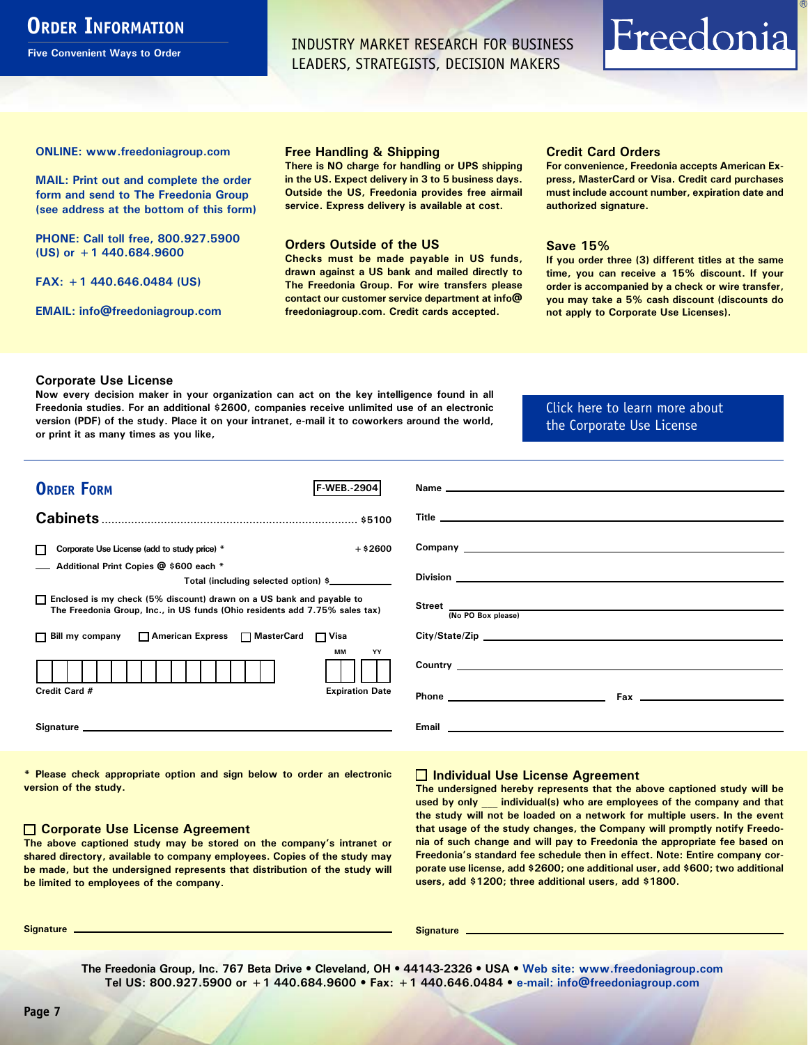# Order Information

**Five Convenient Ways to Order**

INDUSTRY MARKET RESEARCH FOR BUSINESS LEADERS, STRATEGISTS, DECISION MAKERS

Freedonia®

**ONLINE: www.freedoniagroup.com**

**MAIL: Print out and complete the order form and send to The Freedonia Group (see address at the bottom of this form)**

**PHONE: Call toll free, 800.927.5900 (US) or +1 440.684.9600**

**FAX: +1 440.646.0484 (US)**

**EMAIL: info@freedoniagroup.com**

### Free Handling & Shipping

There is NO charge for handling or UPS shipping in the US. Expect delivery in 3 to 5 business days. Outside the US, Freedonia provides free airmail service. Express delivery is available at cost.

### Orders Outside of the US

Checks must be made payable in US funds, drawn against a US bank and mailed directly to The Freedonia Group. For wire transfers please contact our customer service department at info@freedoniagroup.com. Credit cards accepted.

### Credit Card Orders

For convenience, Freedonia accepts American Express, MasterCard or Visa. Credit card purchases must include account number, expiration date and authorized signature.

### Save 15%

If you order three (3) different titles at the same time, you can receive a 15% discount. If your order is accompanied by a check or wire transfer, you may take a 5% cash discount (discounts do not apply to Corporate Use Licenses).

### Corporate Use License

Now every decision maker in your organization can act on the key intelligence found in all Freedonia studies. For an additional $2600, companies receive unlimited use of an electronic version (PDF) of the study. Place it on your intranet, e-mail it to coworkers around the world, or print it as many times as you like,

Click here to learn more about the Corporate Use License

## Order Form

F-WEB.-2904

**Cabinets** ............................................................................ $5100

☐ Corporate Use License (add to study price) * +$2600

___ Additional Print Copies @ $600 each *

Total (including selected option) $___________

☐ Enclosed is my check (5% discount) drawn on a US bank and payable to The Freedonia Group, Inc., in US funds (Ohio residents add 7.75% sales tax)

☐ Bill my company ☐ American Express ☐ MasterCard ☐ Visa

Credit Card # ____________________ Expiration Date MM __ YY __

Signature ____________________

Name ____________________

Title ____________________

Company ____________________

Division ____________________

Street ____________________ (No PO Box please)

City/State/Zip ____________________

Country ____________________

Phone ____________________ Fax ____________________

Email ____________________

\* Please check appropriate option and sign below to order an electronic version of the study.

### ☐ Corporate Use License Agreement

The above captioned study may be stored on the company's intranet or shared directory, available to company employees. Copies of the study may be made, but the undersigned represents that distribution of the study will be limited to employees of the company.

Signature ____________________

### ☐ Individual Use License Agreement

The undersigned hereby represents that the above captioned study will be used by only ___ individual(s) who are employees of the company and that the study will not be loaded on a network for multiple users. In the event that usage of the study changes, the Company will promptly notify Freedonia of such change and will pay to Freedonia the appropriate fee based on Freedonia's standard fee schedule then in effect. Note: Entire company corporate use license, add $2600; one additional user, add $600; two additional users, add $1200; three additional users, add $1800.

Signature ____________________

The Freedonia Group, Inc. 767 Beta Drive • Cleveland, OH • 44143-2326 • USA • Web site: www.freedoniagroup.com
Tel US: 800.927.5900 or +1 440.684.9600 • Fax: +1 440.646.0484 • e-mail: info@freedoniagroup.com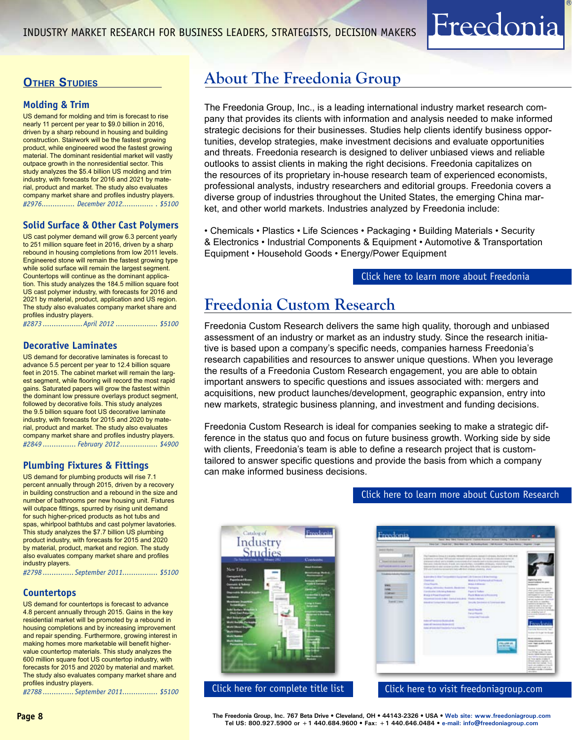## Other Studies

### Molding & Trim

US demand for molding and trim is forecast to rise nearly 11 percent per year to $9.0 billion in 2016, driven by a sharp rebound in housing and building construction. Stairwork will be the fastest growing product, while engineered wood the fastest growing material. The dominant residential market will vastly outpace growth in the nonresidential sector. This study analyzes the $5.4 billion US molding and trim industry, with forecasts for 2016 and 2021 by material, product and market. The study also evaluates company market share and profiles industry players.

*#2976............... December 2012.............. . $5100*

### Solid Surface & Other Cast Polymers

US cast polymer demand will grow 6.3 percent yearly to 251 million square feet in 2016, driven by a sharp rebound in housing completions from low 2011 levels. Engineered stone will remain the fastest growing type while solid surface will remain the largest segment. Countertops will continue as the dominant application. This study analyzes the 184.5 million square foot US cast polymer industry, with forecasts for 2016 and 2021 by material, product, application and US region. The study also evaluates company market share and profiles industry players.

*#2873 .................. April 2012 ................... $5100*

### Decorative Laminates

US demand for decorative laminates is forecast to advance 5.5 percent per year to 12.4 billion square feet in 2015. The cabinet market will remain the largest segment, while flooring will record the most rapid gains. Saturated papers will grow the fastest within the dominant low pressure overlays product segment, followed by decorative foils. This study analyzes the 9.5 billion square foot US decorative laminate industry, with forecasts for 2015 and 2020 by material, product and market. The study also evaluates company market share and profiles industry players.

*#2849 ............... February 2012................. $4900*

### Plumbing Fixtures & Fittings

US demand for plumbing products will rise 7.1 percent annually through 2015, driven by a recovery in building construction and a rebound in the size and number of bathrooms per new housing unit. Fixtures will outpace fittings, spurred by rising unit demand for such higher-priced products as hot tubs and spas, whirlpool bathtubs and cast polymer lavatories. This study analyzes the $7.7 billion US plumbing product industry, with forecasts for 2015 and 2020 by material, product, market and region. The study also evaluates company market share and profiles industry players.

*#2798 .............. September 2011................ $5100*

### Countertops

US demand for countertops is forecast to advance 4.8 percent annually through 2015. Gains in the key residential market will be promoted by a rebound in housing completions and by increasing improvement and repair spending. Furthermore, growing interest in making homes more marketable will benefit higher-value countertop materials. This study analyzes the 600 million square foot US countertop industry, with forecasts for 2015 and 2020 by material and market. The study also evaluates company market share and profiles industry players.

*#2788 .............. September 2011................ $5100*

## About The Freedonia Group

The Freedonia Group, Inc., is a leading international industry market research company that provides its clients with information and analysis needed to make informed strategic decisions for their businesses. Studies help clients identify business opportunities, develop strategies, make investment decisions and evaluate opportunities and threats. Freedonia research is designed to deliver unbiased views and reliable outlooks to assist clients in making the right decisions. Freedonia capitalizes on the resources of its proprietary in-house research team of experienced economists, professional analysts, industry researchers and editorial groups. Freedonia covers a diverse group of industries throughout the United States, the emerging China market, and other world markets. Industries analyzed by Freedonia include:

• Chemicals • Plastics • Life Sciences • Packaging • Building Materials • Security & Electronics • Industrial Components & Equipment • Automotive & Transportation Equipment • Household Goods • Energy/Power Equipment

Click here to learn more about Freedonia

## Freedonia Custom Research

Freedonia Custom Research delivers the same high quality, thorough and unbiased assessment of an industry or market as an industry study. Since the research initiative is based upon a company's specific needs, companies harness Freedonia's research capabilities and resources to answer unique questions. When you leverage the results of a Freedonia Custom Research engagement, you are able to obtain important answers to specific questions and issues associated with: mergers and acquisitions, new product launches/development, geographic expansion, entry into new markets, strategic business planning, and investment and funding decisions.

Freedonia Custom Research is ideal for companies seeking to make a strategic difference in the status quo and focus on future business growth. Working side by side with clients, Freedonia's team is able to define a research project that is custom-tailored to answer specific questions and provide the basis from which a company can make informed business decisions.

Click here to learn more about Custom Research

Click here for complete title list

Click here to visit freedoniagroup.com

**The Freedonia Group, Inc. 767 Beta Drive • Cleveland, OH • 44143-2326 • USA • Web site: www.freedoniagroup.com**
**Tel US: 800.927.5900 or +1 440.684.9600 • Fax: +1 440.646.0484 • e-mail: info@freedoniagroup.com**